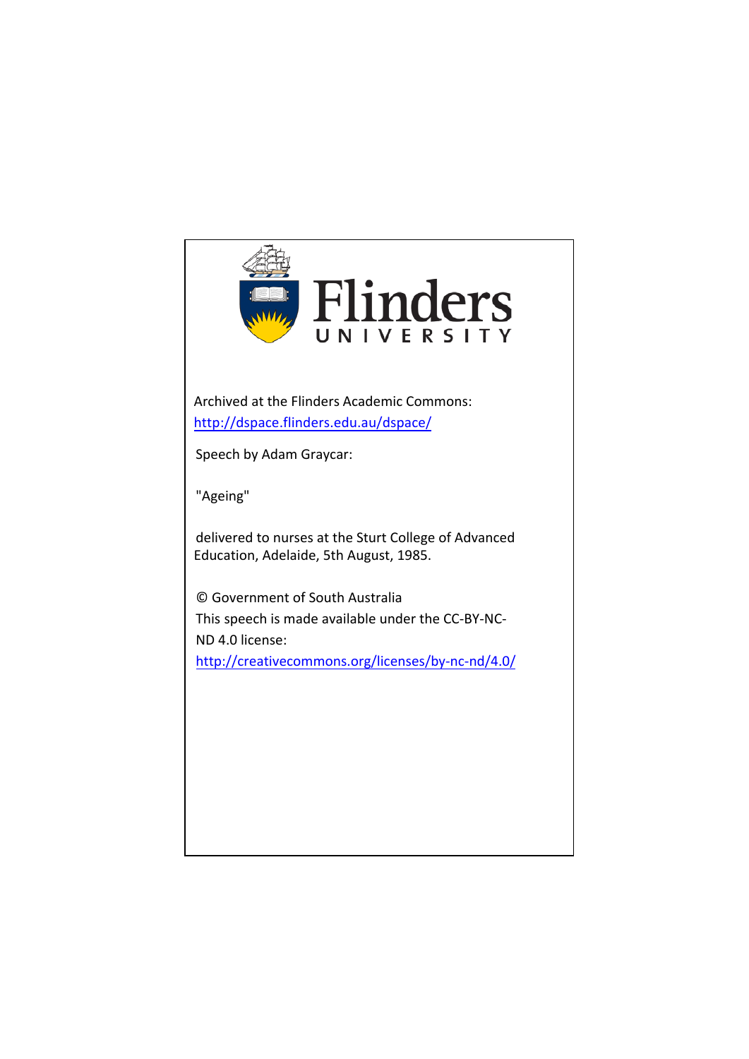Flinders
UNIVERSITY

Archived at the Flinders Academic Commons:
[http://dspace.flinders.edu.au/dspace/](http://dspace.flinders.edu.au/dspace/)

Speech by Adam Graycar:

"Ageing"

delivered to nurses at the Sturt College of Advanced Education, Adelaide, 5th August, 1985.

© Government of South Australia
This speech is made available under the CC-BY-NC-ND 4.0 license:
[http://creativecommons.org/licenses/by-nc-nd/4.0/](http://creativecommons.org/licenses/by-nc-nd/4.0/)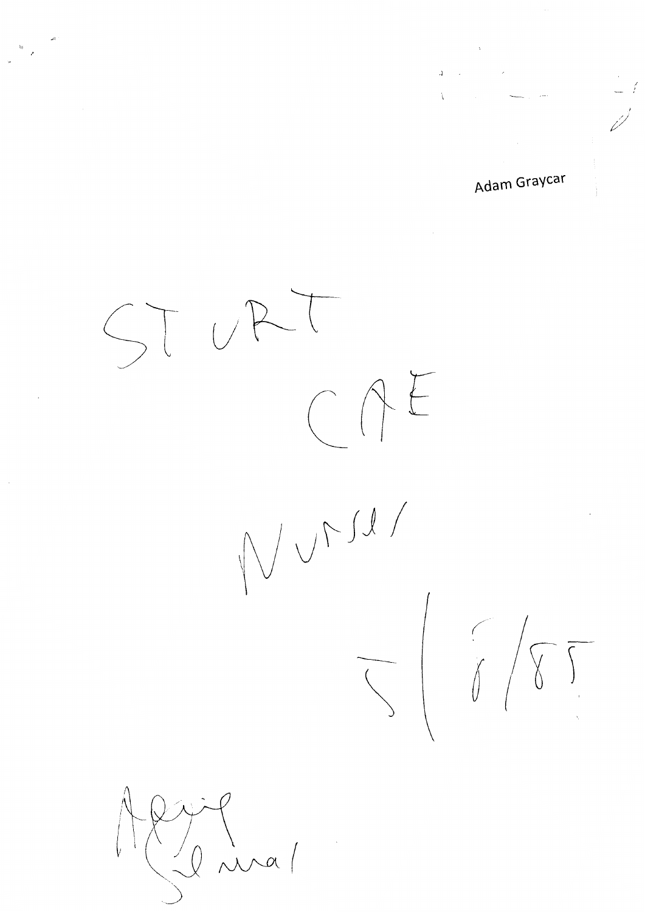Adam Graycar

STURT

CAE

Nurses

5/8/85

Ageing

Seminar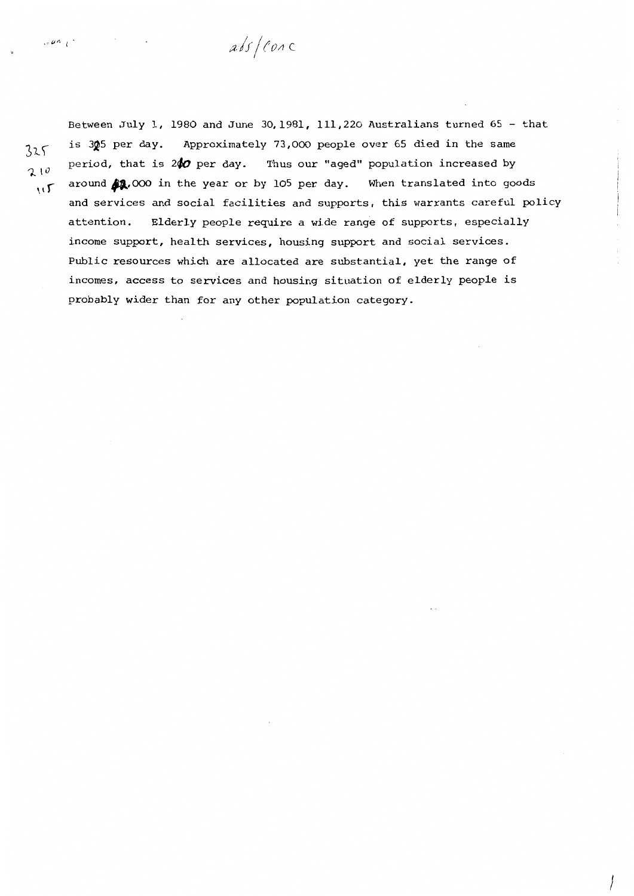Between July 1, 1980 and June 30, 1981, 111,220 Australians turned 65 - that is 305 per day. Approximately 73,000 people over 65 died in the same period, that is 200 per day. Thus our "aged" population increased by around 42,000 in the year or by 105 per day. When translated into goods and services and social facilities and supports, this warrants careful policy attention. Elderly people require a wide range of supports, especially income support, health services, housing support and social services. Public resources which are allocated are substantial, yet the range of incomes, access to services and housing situation of elderly people is probably wider than for any other population category.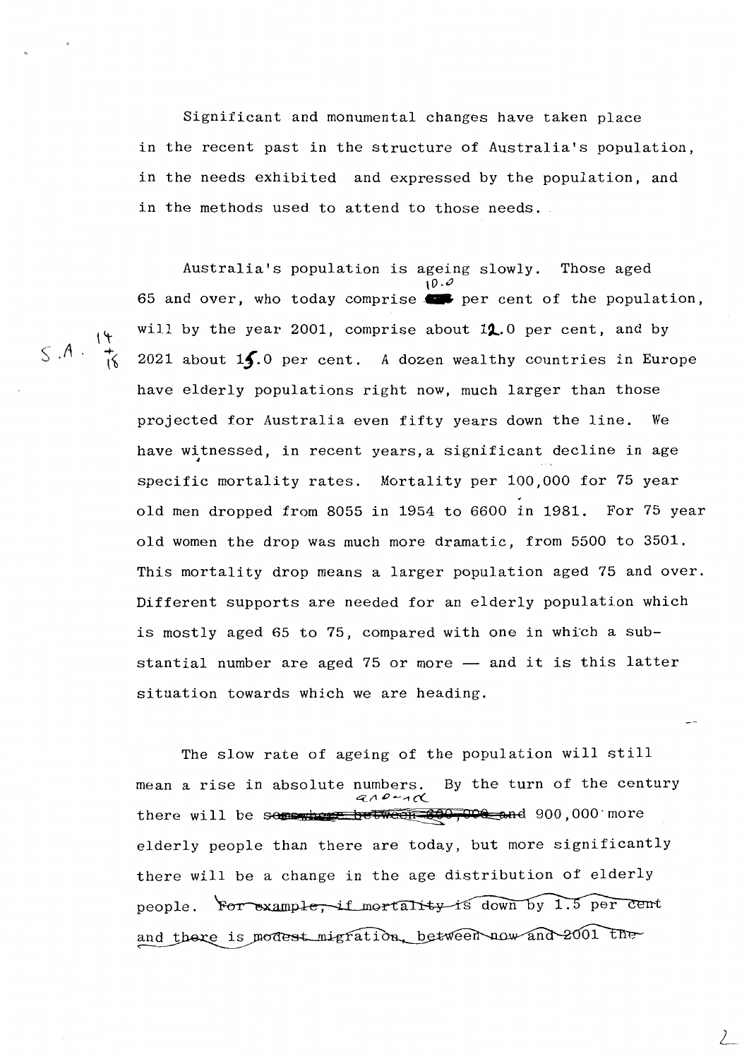Significant and monumental changes have taken place in the recent past in the structure of Australia's population, in the needs exhibited and expressed by the population, and in the methods used to attend to those needs.

Australia's population is ageing slowly. Those aged 65 and over, who today comprise 10.0 per cent of the population, will by the year 2001, comprise about 12.0 per cent, and by 2021 about 15.0 per cent. A dozen wealthy countries in Europe have elderly populations right now, much larger than those projected for Australia even fifty years down the line. We have witnessed, in recent years, a significant decline in age specific mortality rates. Mortality per 100,000 for 75 year old men dropped from 8055 in 1954 to 6600 in 1981. For 75 year old women the drop was much more dramatic, from 5500 to 3501. This mortality drop means a larger population aged 75 and over. Different supports are needed for an elderly population which is mostly aged 65 to 75, compared with one in which a substantial number are aged 75 or more — and it is this latter situation towards which we are heading.

The slow rate of ageing of the population will still mean a rise in absolute numbers. By the turn of the century there will be ~~somewhere between 600,000 and~~ around 900,000 more elderly people than there are today, but more significantly there will be a change in the age distribution of elderly people. ~~For example, if mortality is down by 1.5 per cent and there is modest migration, between now and 2001 the~~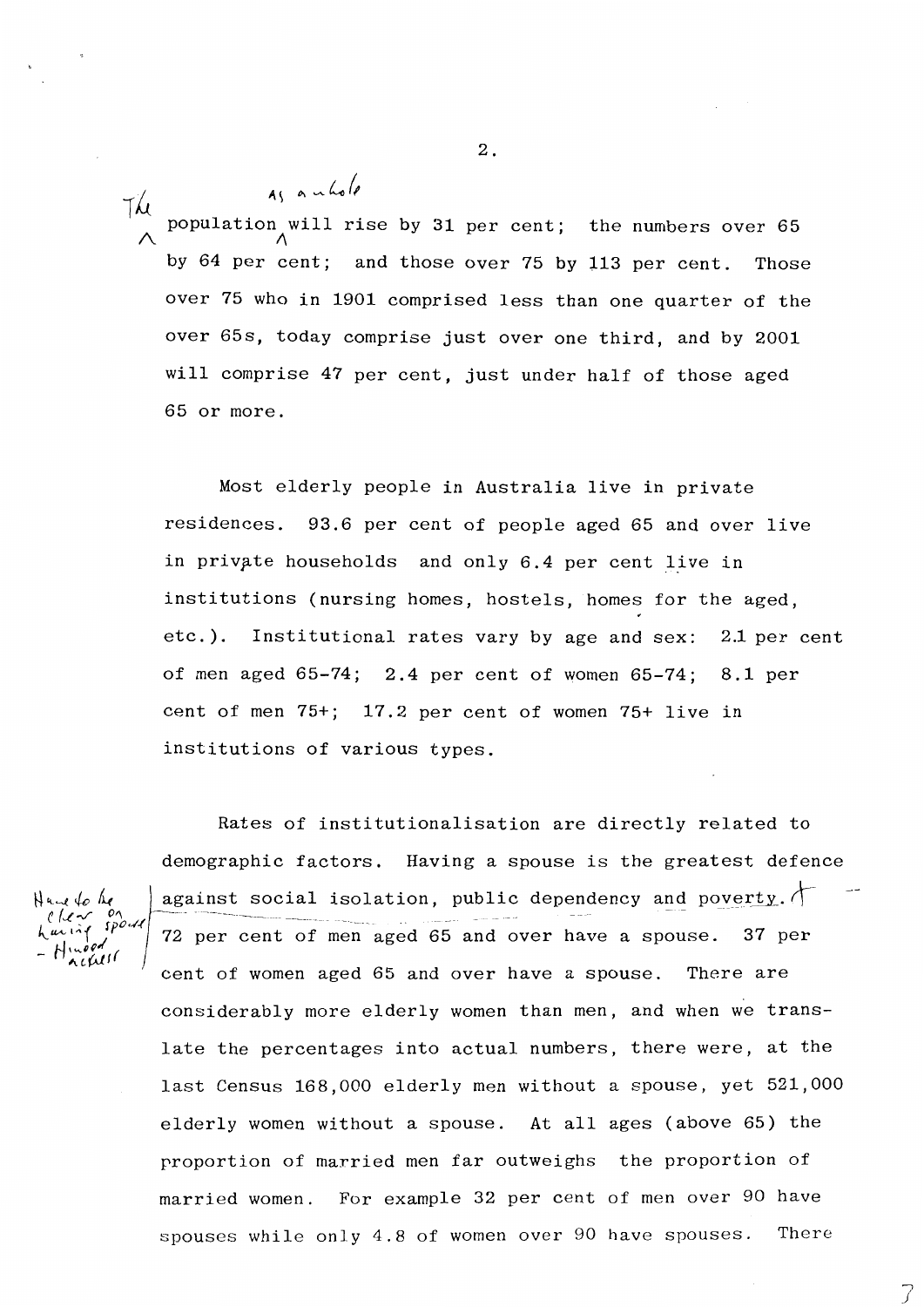The population as a whole will rise by 31 per cent; the numbers over 65 by 64 per cent; and those over 75 by 113 per cent. Those over 75 who in 1901 comprised less than one quarter of the over 65s, today comprise just over one third, and by 2001 will comprise 47 per cent, just under half of those aged 65 or more.

Most elderly people in Australia live in private residences. 93.6 per cent of people aged 65 and over live in private households and only 6.4 per cent live in institutions (nursing homes, hostels, homes for the aged, etc.). Institutional rates vary by age and sex: 2.1 per cent of men aged 65-74; 2.4 per cent of women 65-74; 8.1 per cent of men 75+; 17.2 per cent of women 75+ live in institutions of various types.

Rates of institutionalisation are directly related to demographic factors. Having a spouse is the greatest defence against social isolation, public dependency and poverty. 72 per cent of men aged 65 and over have a spouse. 37 per cent of women aged 65 and over have a spouse. There are considerably more elderly women than men, and when we translate the percentages into actual numbers, there were, at the last Census 168,000 elderly men without a spouse, yet 521,000 elderly women without a spouse. At all ages (above 65) the proportion of married men far outweighs the proportion of married women. For example 32 per cent of men over 90 have spouses while only 4.8 of women over 90 have spouses. There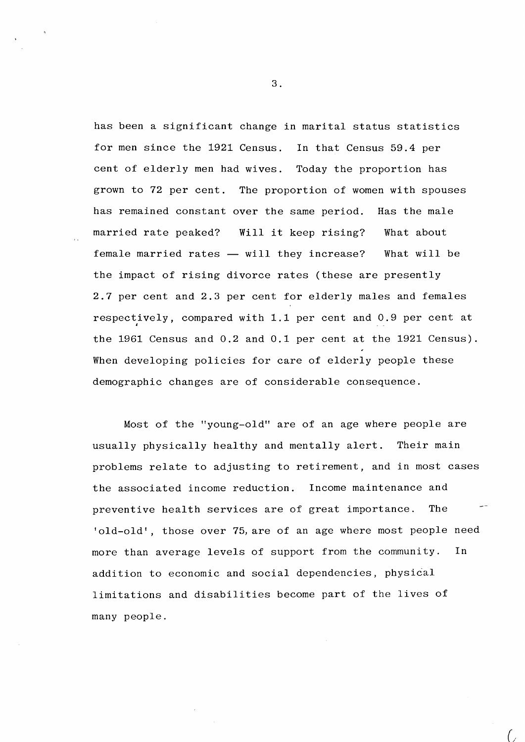has been a significant change in marital status statistics for men since the 1921 Census. In that Census 59.4 per cent of elderly men had wives. Today the proportion has grown to 72 per cent. The proportion of women with spouses has remained constant over the same period. Has the male married rate peaked? Will it keep rising? What about female married rates — will they increase? What will be the impact of rising divorce rates (these are presently 2.7 per cent and 2.3 per cent for elderly males and females respectively, compared with 1.1 per cent and 0.9 per cent at the 1961 Census and 0.2 and 0.1 per cent at the 1921 Census). When developing policies for care of elderly people these demographic changes are of considerable consequence.

Most of the "young-old" are of an age where people are usually physically healthy and mentally alert. Their main problems relate to adjusting to retirement, and in most cases the associated income reduction. Income maintenance and preventive health services are of great importance. The 'old-old', those over 75, are of an age where most people need more than average levels of support from the community. In addition to economic and social dependencies, physical limitations and disabilities become part of the lives of many people.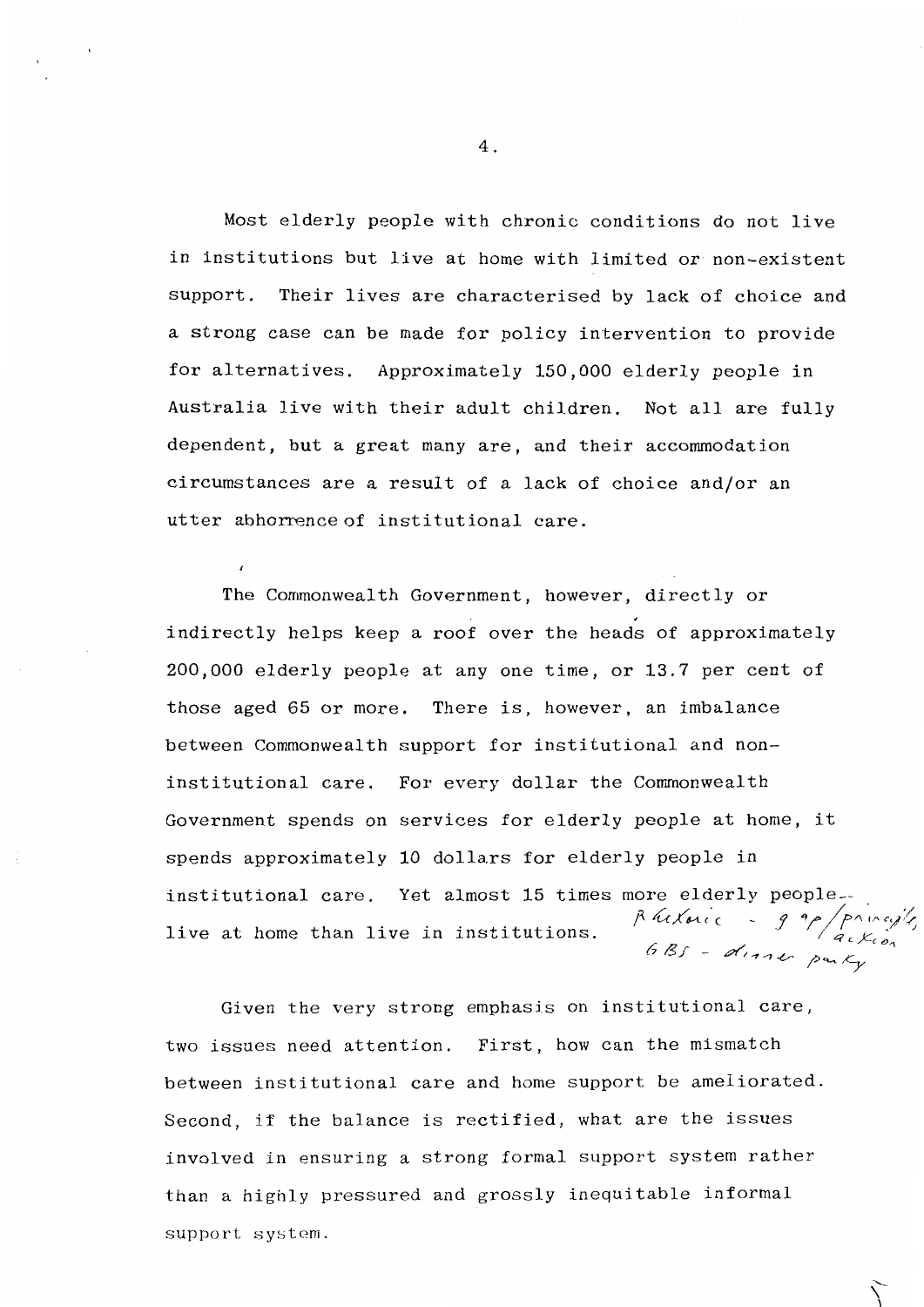Most elderly people with chronic conditions do not live in institutions but live at home with limited or non-existent support. Their lives are characterised by lack of choice and a strong case can be made for policy intervention to provide for alternatives. Approximately 150,000 elderly people in Australia live with their adult children. Not all are fully dependent, but a great many are, and their accommodation circumstances are a result of a lack of choice and/or an utter abhorrence of institutional care.

The Commonwealth Government, however, directly or indirectly helps keep a roof over the heads of approximately 200,000 elderly people at any one time, or 13.7 per cent of those aged 65 or more. There is, however, an imbalance between Commonwealth support for institutional and non-institutional care. For every dollar the Commonwealth Government spends on services for elderly people at home, it spends approximately 10 dollars for elderly people in institutional care. Yet almost 15 times more elderly people live at home than live in institutions.

Rhetoric - gap/principle action
GBS - dinner party

Given the very strong emphasis on institutional care, two issues need attention. First, how can the mismatch between institutional care and home support be ameliorated. Second, if the balance is rectified, what are the issues involved in ensuring a strong formal support system rather than a highly pressured and grossly inequitable informal support system.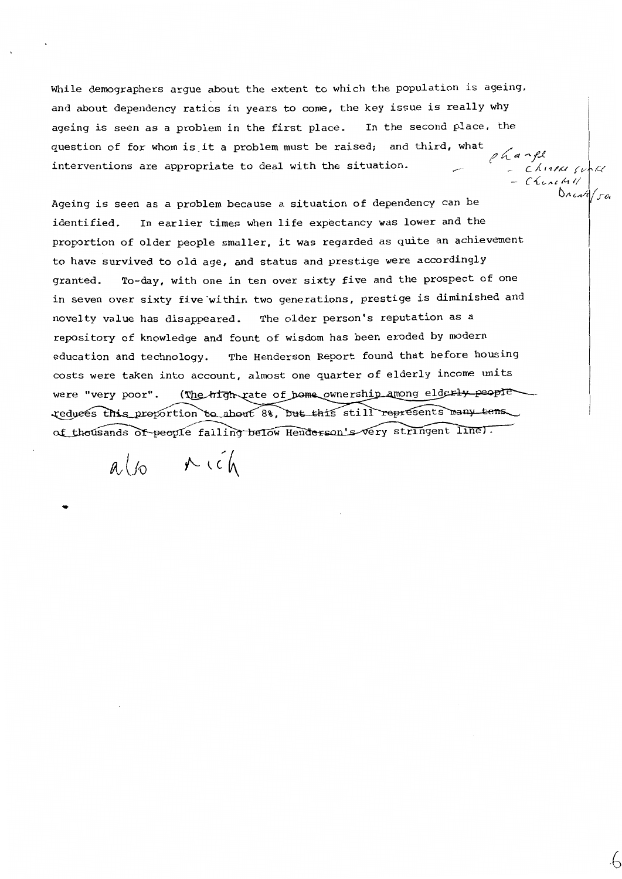While demographers argue about the extent to which the population is ageing, and about dependency ratios in years to come, the key issue is really why ageing is seen as a problem in the first place. In the second place, the question of for whom is it a problem must be raised; and third, what interventions are appropriate to deal with the situation.

Ageing is seen as a problem because a situation of dependency can be identified. In earlier times when life expectancy was lower and the proportion of older people smaller, it was regarded as quite an achievement to have survived to old age, and status and prestige were accordingly granted. To-day, with one in ten over sixty five and the prospect of one in seven over sixty five within two generations, prestige is diminished and novelty value has disappeared. The older person's reputation as a repository of knowledge and fount of wisdom has been eroded by modern education and technology. The Henderson Report found that before housing costs were taken into account, almost one quarter of elderly income units were "very poor". (The high rate of home ownership among elderly people reduces this proportion to about 8%, but this still represents many tens of thousands of people falling below Henderson's very stringent line).

also rich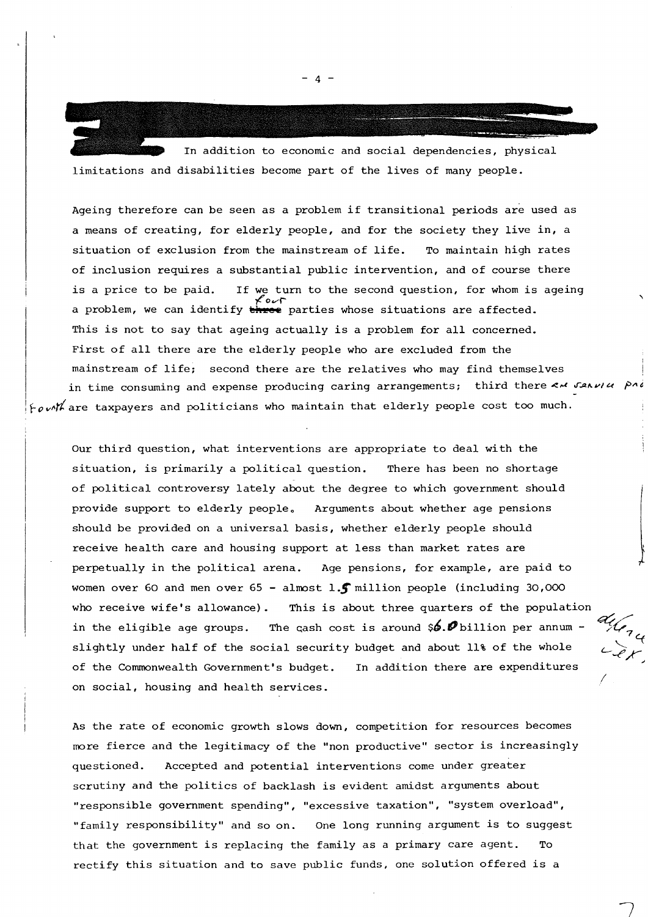In addition to economic and social dependencies, physical limitations and disabilities become part of the lives of many people.

Ageing therefore can be seen as a problem if transitional periods are used as a means of creating, for elderly people, and for the society they live in, a situation of exclusion from the mainstream of life. To maintain high rates of inclusion requires a substantial public intervention, and of course there is a price to be paid. If we turn to the second question, for whom is ageing a problem, we can identify four parties whose situations are affected. This is not to say that ageing actually is a problem for all concerned. First of all there are the elderly people who are excluded from the mainstream of life; second there are the relatives who may find themselves in time consuming and expense producing caring arrangements; third there are service pro... fourth are taxpayers and politicians who maintain that elderly people cost too much.

Our third question, what interventions are appropriate to deal with the situation, is primarily a political question. There has been no shortage of political controversy lately about the degree to which government should provide support to elderly people. Arguments about whether age pensions should be provided on a universal basis, whether elderly people should receive health care and housing support at less than market rates are perpetually in the political arena. Age pensions, for example, are paid to women over 60 and men over 65 - almost 1.5 million people (including 30,000 who receive wife's allowance). This is about three quarters of the population in the eligible age groups. The cash cost is around $6.0 billion per annum - slightly under half of the social security budget and about 11% of the whole of the Commonwealth Government's budget. In addition there are expenditures on social, housing and health services.

As the rate of economic growth slows down, competition for resources becomes more fierce and the legitimacy of the "non productive" sector is increasingly questioned. Accepted and potential interventions come under greater scrutiny and the politics of backlash is evident amidst arguments about "responsible government spending", "excessive taxation", "system overload", "family responsibility" and so on. One long running argument is to suggest that the government is replacing the family as a primary care agent. To rectify this situation and to save public funds, one solution offered is a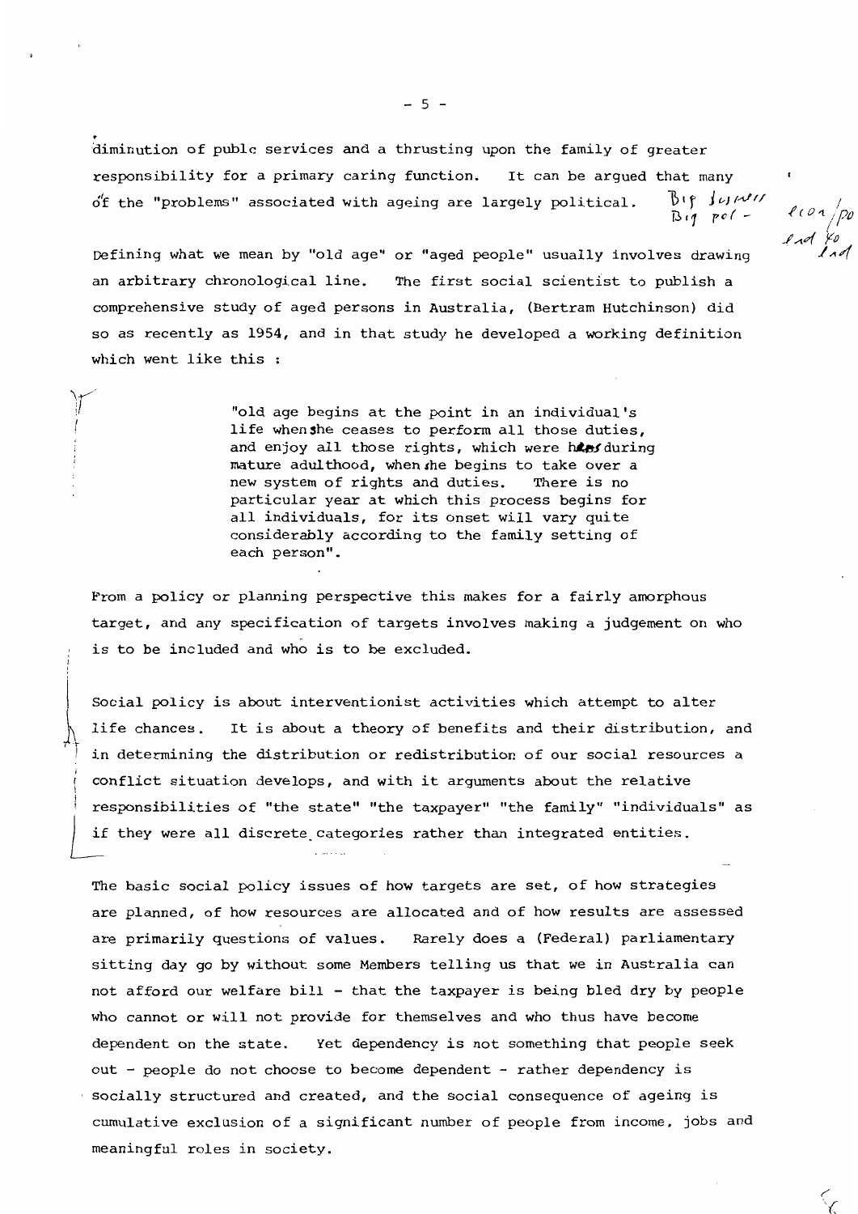diminution of publc services and a thrusting upon the family of greater responsibility for a primary caring function. It can be argued that many of the "problems" associated with ageing are largely political.

Defining what we mean by "old age" or "aged people" usually involves drawing an arbitrary chronological line. The first social scientist to publish a comprehensive study of aged persons in Australia, (Bertram Hutchinson) did so as recently as 1954, and in that study he developed a working definition which went like this :

> "old age begins at the point in an individual's life when she ceases to perform all those duties, and enjoy all those rights, which were hers during mature adulthood, when she begins to take over a new system of rights and duties. There is no particular year at which this process begins for all individuals, for its onset will vary quite considerably according to the family setting of each person".

From a policy or planning perspective this makes for a fairly amorphous target, and any specification of targets involves making a judgement on who is to be included and who is to be excluded.

Social policy is about interventionist activities which attempt to alter life chances. It is about a theory of benefits and their distribution, and in determining the distribution or redistribution of our social resources a conflict situation develops, and with it arguments about the relative responsibilities of "the state" "the taxpayer" "the family" "individuals" as if they were all discrete categories rather than integrated entities.

The basic social policy issues of how targets are set, of how strategies are planned, of how resources are allocated and of how results are assessed are primarily questions of values. Rarely does a (Federal) parliamentary sitting day go by without some Members telling us that we in Australia can not afford our welfare bill - that the taxpayer is being bled dry by people who cannot or will not provide for themselves and who thus have become dependent on the state. Yet dependency is not something that people seek out - people do not choose to become dependent - rather dependency is socially structured and created, and the social consequence of ageing is cumulative exclusion of a significant number of people from income, jobs and meaningful roles in society.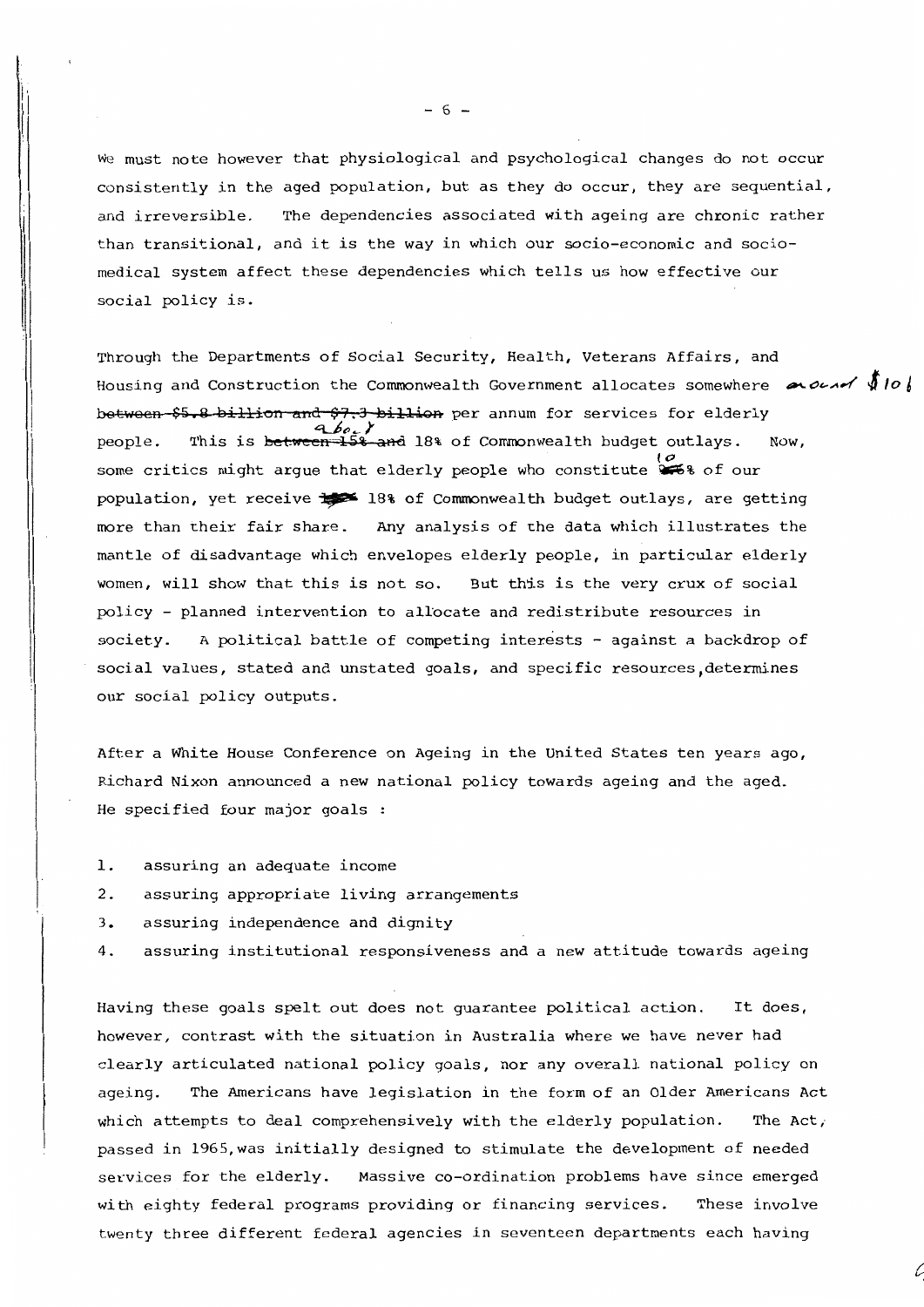We must note however that physiological and psychological changes do not occur consistently in the aged population, but as they do occur, they are sequential, and irreversible. The dependencies associated with ageing are chronic rather than transitional, and it is the way in which our socio-economic and socio-medical system affect these dependencies which tells us how effective our social policy is.

Through the Departments of Social Security, Health, Veterans Affairs, and Housing and Construction the Commonwealth Government allocates somewhere around $10b ~~between $5.8 billion and $7.3 billion~~ per annum for services for elderly people. This is about ~~between 15% and~~ 18% of Commonwealth budget outlays. Now, some critics might argue that elderly people who constitute 10% of our population, yet receive 18% of Commonwealth budget outlays, are getting more than their fair share. Any analysis of the data which illustrates the mantle of disadvantage which envelopes elderly people, in particular elderly women, will show that this is not so. But this is the very crux of social policy - planned intervention to allocate and redistribute resources in society. A political battle of competing interests - against a backdrop of social values, stated and unstated goals, and specific resources, determines our social policy outputs.

After a White House Conference on Ageing in the United States ten years ago, Richard Nixon announced a new national policy towards ageing and the aged. He specified four major goals :

1. assuring an adequate income
2. assuring appropriate living arrangements
3. assuring independence and dignity
4. assuring institutional responsiveness and a new attitude towards ageing

Having these goals spelt out does not guarantee political action. It does, however, contrast with the situation in Australia where we have never had clearly articulated national policy goals, nor any overall national policy on ageing. The Americans have legislation in the form of an Older Americans Act which attempts to deal comprehensively with the elderly population. The Act, passed in 1965, was initially designed to stimulate the development of needed services for the elderly. Massive co-ordination problems have since emerged with eighty federal programs providing or financing services. These involve twenty three different federal agencies in seventeen departments each having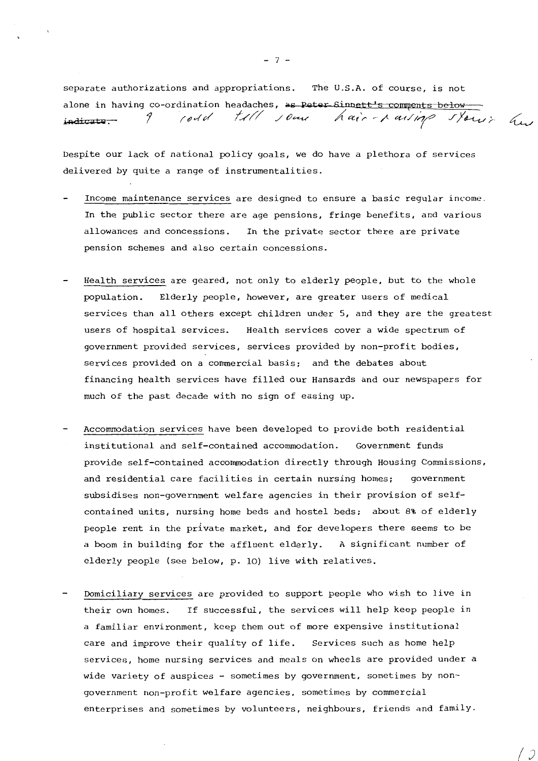separate authorizations and appropriations. The U.S.A. of course, is not alone in having co-ordination headaches, ~~as Peter Sinnett's comments below indicate.~~ I could tell some hair-raising stories

Despite our lack of national policy goals, we do have a plethora of services delivered by quite a range of instrumentalities.

- Income maintenance services are designed to ensure a basic regular income. In the public sector there are age pensions, fringe benefits, and various allowances and concessions. In the private sector there are private pension schemes and also certain concessions.

- Health services are geared, not only to elderly people, but to the whole population. Elderly people, however, are greater users of medical services than all others except children under 5, and they are the greatest users of hospital services. Health services cover a wide spectrum of government provided services, services provided by non-profit bodies, services provided on a commercial basis; and the debates about financing health services have filled our Hansards and our newspapers for much of the past decade with no sign of easing up.

- Accommodation services have been developed to provide both residential institutional and self-contained accommodation. Government funds provide self-contained accommodation directly through Housing Commissions, and residential care facilities in certain nursing homes; government subsidises non-government welfare agencies in their provision of self-contained units, nursing home beds and hostel beds; about 8% of elderly people rent in the private market, and for developers there seems to be a boom in building for the affluent elderly. A significant number of elderly people (see below, p. 10) live with relatives.

- Domiciliary services are provided to support people who wish to live in their own homes. If successful, the services will help keep people in a familiar environment, keep them out of more expensive institutional care and improve their quality of life. Services such as home help services, home nursing services and meals on wheels are provided under a wide variety of auspices - sometimes by government, sometimes by non-government non-profit welfare agencies, sometimes by commercial enterprises and sometimes by volunteers, neighbours, friends and family.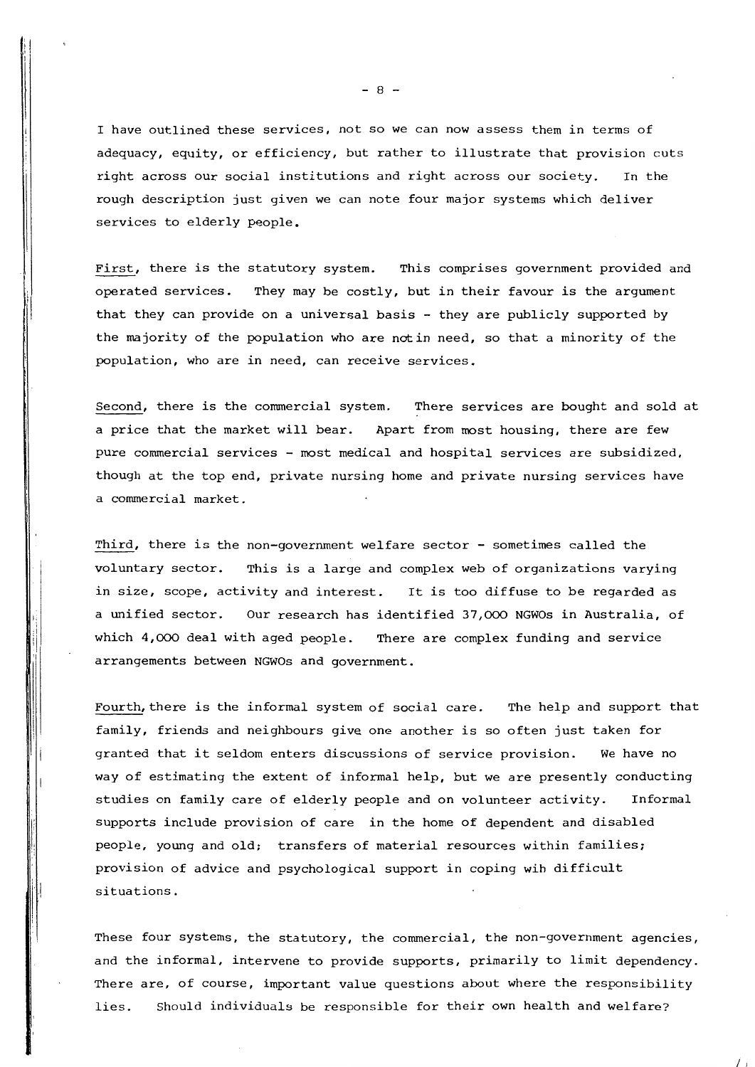I have outlined these services, not so we can now assess them in terms of adequacy, equity, or efficiency, but rather to illustrate that provision cuts right across our social institutions and right across our society. In the rough description just given we can note four major systems which deliver services to elderly people.

First, there is the statutory system. This comprises government provided and operated services. They may be costly, but in their favour is the argument that they can provide on a universal basis - they are publicly supported by the majority of the population who are not in need, so that a minority of the population, who are in need, can receive services.

Second, there is the commercial system. There services are bought and sold at a price that the market will bear. Apart from most housing, there are few pure commercial services - most medical and hospital services are subsidized, though at the top end, private nursing home and private nursing services have a commercial market.

Third, there is the non-government welfare sector - sometimes called the voluntary sector. This is a large and complex web of organizations varying in size, scope, activity and interest. It is too diffuse to be regarded as a unified sector. Our research has identified 37,000 NGWOs in Australia, of which 4,000 deal with aged people. There are complex funding and service arrangements between NGWOs and government.

Fourth, there is the informal system of social care. The help and support that family, friends and neighbours give one another is so often just taken for granted that it seldom enters discussions of service provision. We have no way of estimating the extent of informal help, but we are presently conducting studies on family care of elderly people and on volunteer activity. Informal supports include provision of care in the home of dependent and disabled people, young and old; transfers of material resources within families; provision of advice and psychological support in coping wih difficult situations.

These four systems, the statutory, the commercial, the non-government agencies, and the informal, intervene to provide supports, primarily to limit dependency. There are, of course, important value questions about where the responsibility lies. Should individuals be responsible for their own health and welfare?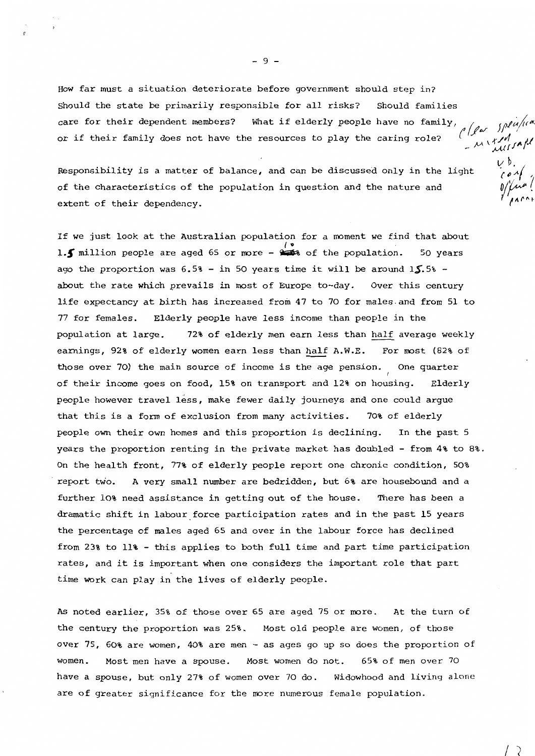How far must a situation deteriorate before government should step in? Should the state be primarily responsible for all risks? Should families care for their dependent members? What if elderly people have no family, or if their family does not have the resources to play the caring role?

Responsibility is a matter of balance, and can be discussed only in the light of the characteristics of the population in question and the nature and extent of their dependency.

If we just look at the Australian population for a moment we find that about 1.5 million people are aged 65 or more - 10% of the population. 50 years ago the proportion was 6.5% - in 50 years time it will be around 15.5% - about the rate which prevails in most of Europe to-day. Over this century life expectancy at birth has increased from 47 to 70 for males and from 51 to 77 for females. Elderly people have less income than people in the population at large. 72% of elderly men earn less than half average weekly earnings, 92% of elderly women earn less than half A.W.E. For most (82% of those over 70) the main source of income is the age pension. One quarter of their income goes on food, 15% on transport and 12% on housing. Elderly people however travel less, make fewer daily journeys and one could argue that this is a form of exclusion from many activities. 70% of elderly people own their own homes and this proportion is declining. In the past 5 years the proportion renting in the private market has doubled - from 4% to 8%. On the health front, 77% of elderly people report one chronic condition, 50% report two. A very small number are bedridden, but 6% are housebound and a further 10% need assistance in getting out of the house. There has been a dramatic shift in labour force participation rates and in the past 15 years the percentage of males aged 65 and over in the labour force has declined from 23% to 11% - this applies to both full time and part time participation rates, and it is important when one considers the important role that part time work can play in the lives of elderly people.

As noted earlier, 35% of those over 65 are aged 75 or more. At the turn of the century the proportion was 25%. Most old people are women, of those over 75, 60% are women, 40% are men - as ages go up so does the proportion of women. Most men have a spouse. Most women do not. 65% of men over 70 have a spouse, but only 27% of women over 70 do. Widowhood and living alone are of greater significance for the more numerous female population.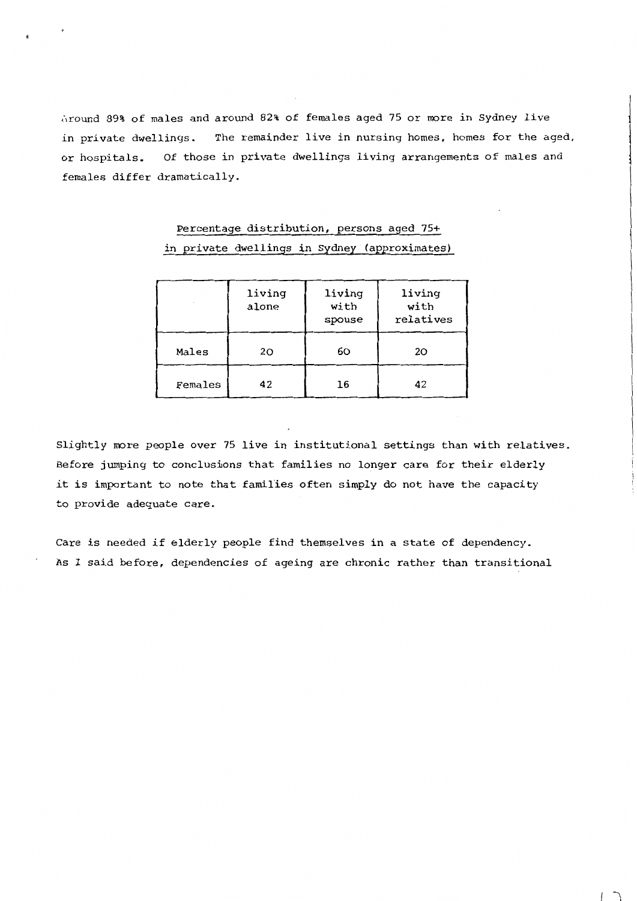Around 89% of males and around 82% of females aged 75 or more in Sydney live in private dwellings. The remainder live in nursing homes, homes for the aged, or hospitals. Of those in private dwellings living arrangements of males and females differ dramatically.

Percentage distribution, persons aged 75+ in private dwellings in Sydney (approximates)

| | living alone | living with spouse | living with relatives |
|---|---|---|---|
| Males | 20 | 60 | 20 |
| Females | 42 | 16 | 42 |

Slightly more people over 75 live in institutional settings than with relatives. Before jumping to conclusions that families no longer care for their elderly it is important to note that families often simply do not have the capacity to provide adequate care.

Care is needed if elderly people find themselves in a state of dependency. As I said before, dependencies of ageing are chronic rather than transitional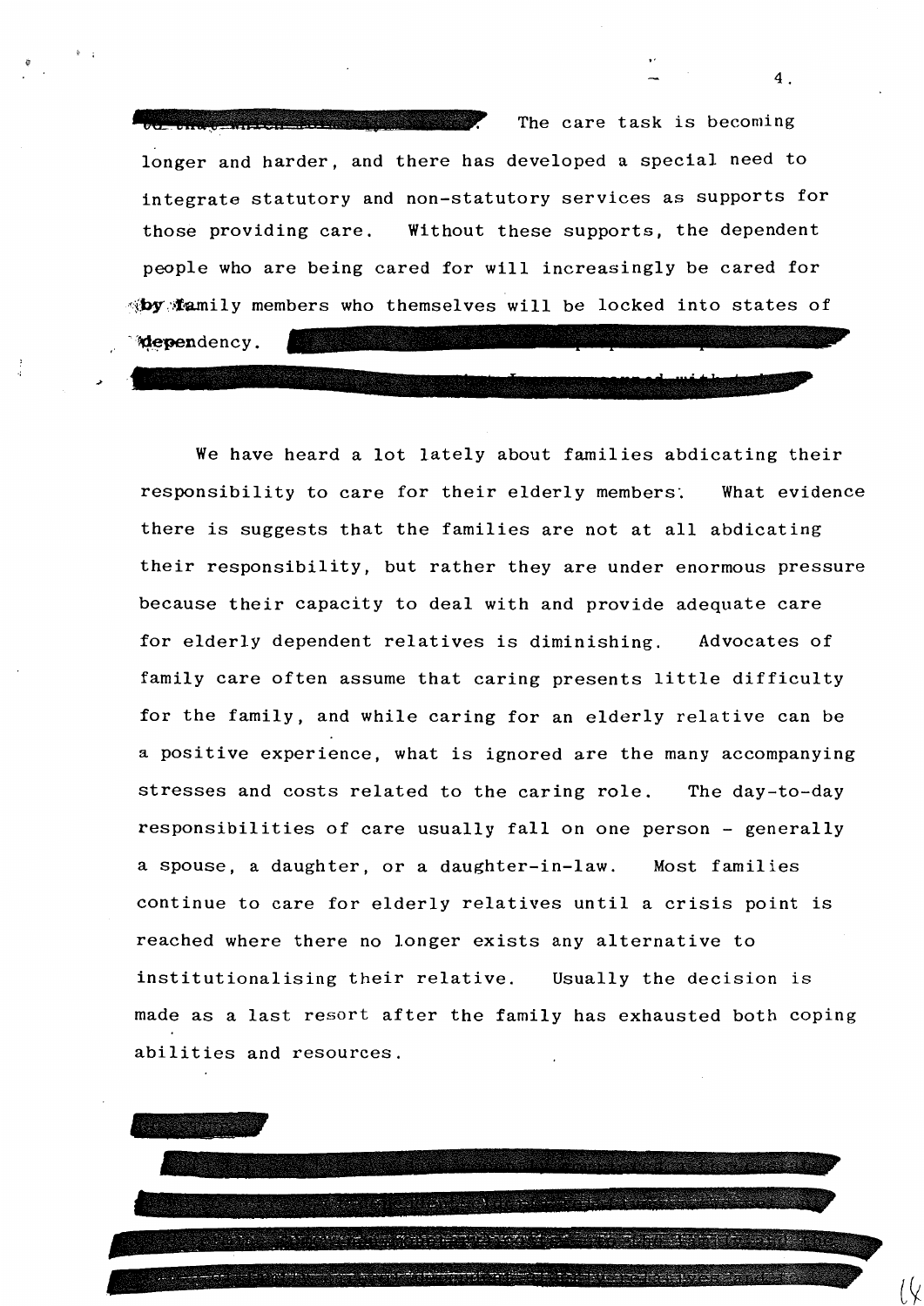The care task is becoming longer and harder, and there has developed a special need to integrate statutory and non-statutory services as supports for those providing care. Without these supports, the dependent people who are being cared for will increasingly be cared for by family members who themselves will be locked into states of dependency.

We have heard a lot lately about families abdicating their responsibility to care for their elderly members. What evidence there is suggests that the families are not at all abdicating their responsibility, but rather they are under enormous pressure because their capacity to deal with and provide adequate care for elderly dependent relatives is diminishing. Advocates of family care often assume that caring presents little difficulty for the family, and while caring for an elderly relative can be a positive experience, what is ignored are the many accompanying stresses and costs related to the caring role. The day-to-day responsibilities of care usually fall on one person - generally a spouse, a daughter, or a daughter-in-law. Most families continue to care for elderly relatives until a crisis point is reached where there no longer exists any alternative to institutionalising their relative. Usually the decision is made as a last resort after the family has exhausted both coping abilities and resources.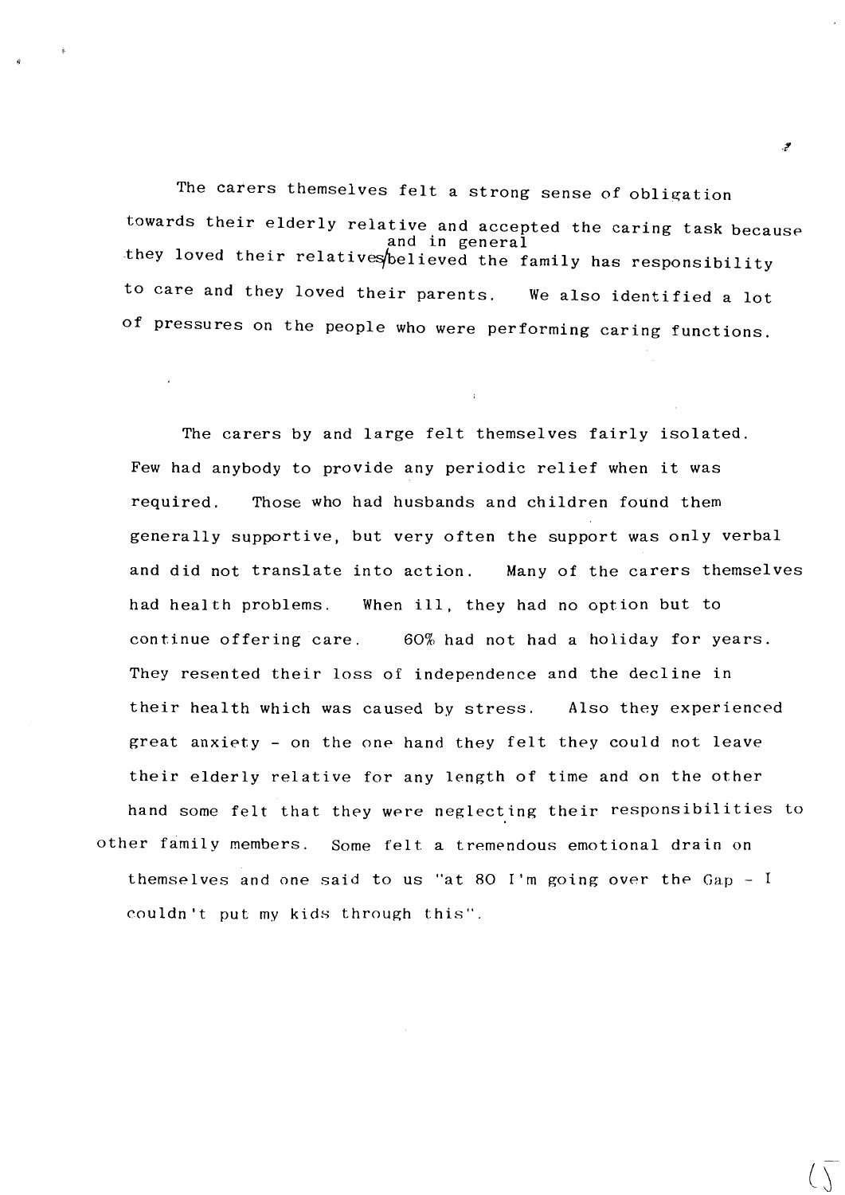The carers themselves felt a strong sense of obligation towards their elderly relative and accepted the caring task because they loved their relatives and in general believed the family has responsibility to care and they loved their parents. We also identified a lot of pressures on the people who were performing caring functions.

The carers by and large felt themselves fairly isolated. Few had anybody to provide any periodic relief when it was required. Those who had husbands and children found them generally supportive, but very often the support was only verbal and did not translate into action. Many of the carers themselves had health problems. When ill, they had no option but to continue offering care. 60% had not had a holiday for years. They resented their loss of independence and the decline in their health which was caused by stress. Also they experienced great anxiety - on the one hand they felt they could not leave their elderly relative for any length of time and on the other hand some felt that they were neglecting their responsibilities to other family members. Some felt a tremendous emotional drain on themselves and one said to us "at 80 I'm going over the Gap - I couldn't put my kids through this".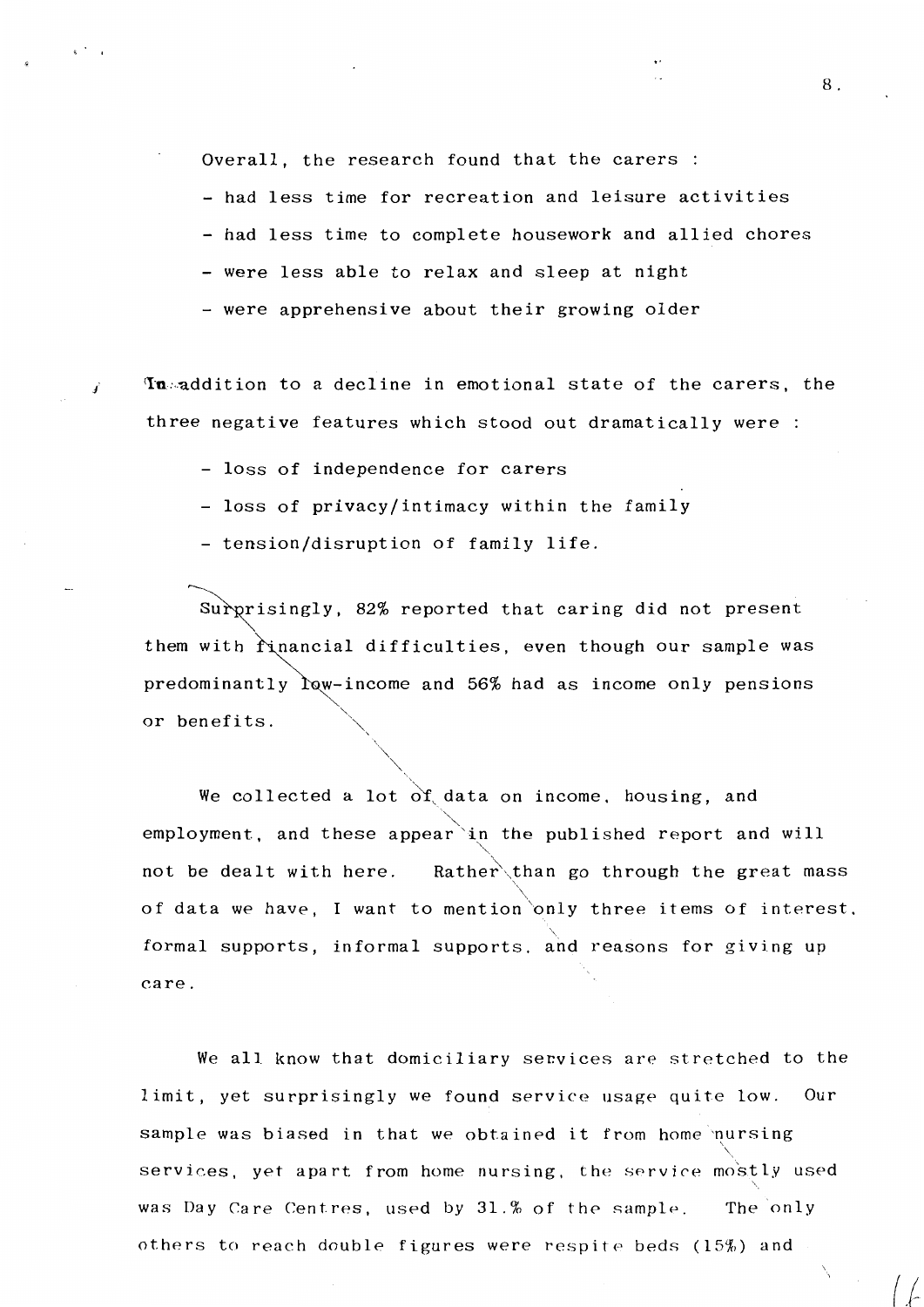Overall, the research found that the carers :

- had less time for recreation and leisure activities
- had less time to complete housework and allied chores
- were less able to relax and sleep at night
- were apprehensive about their growing older

In addition to a decline in emotional state of the carers, the three negative features which stood out dramatically were :

- loss of independence for carers
- loss of privacy/intimacy within the family
- tension/disruption of family life.

Surprisingly, 82% reported that caring did not present them with financial difficulties, even though our sample was predominantly low-income and 56% had as income only pensions or benefits.

We collected a lot of data on income, housing, and employment, and these appear in the published report and will not be dealt with here. Rather than go through the great mass of data we have, I want to mention only three items of interest, formal supports, informal supports, and reasons for giving up care.

We all know that domiciliary services are stretched to the limit, yet surprisingly we found service usage quite low. Our sample was biased in that we obtained it from home nursing services, yet apart from home nursing, the service mostly used was Day Care Centres, used by 31.% of the sample. The only others to reach double figures were respite beds (15%) and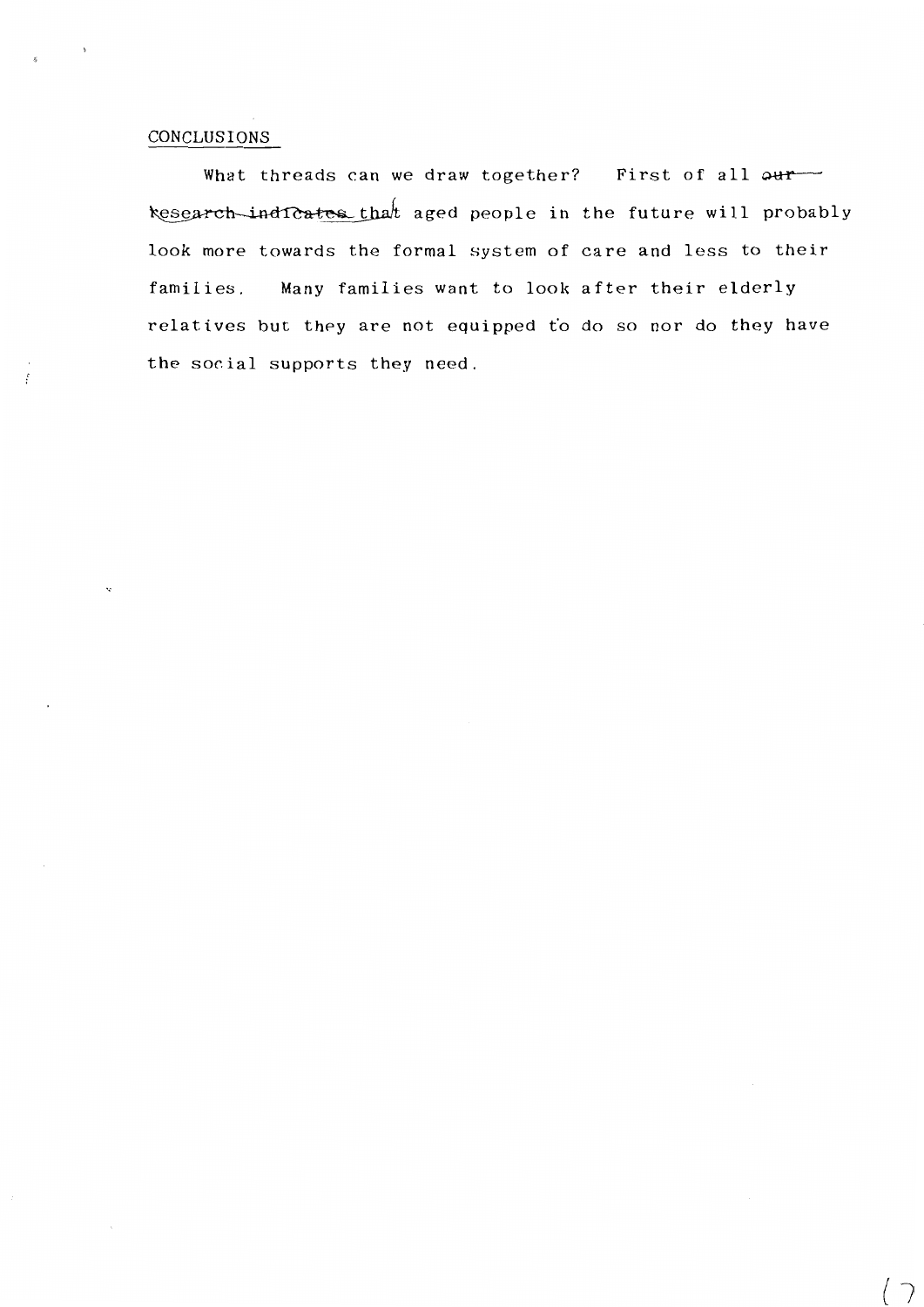CONCLUSIONS

What threads can we draw together? First of all ~~our research indicates~~ that aged people in the future will probably look more towards the formal system of care and less to their families. Many families want to look after their elderly relatives but they are not equipped to do so nor do they have the social supports they need.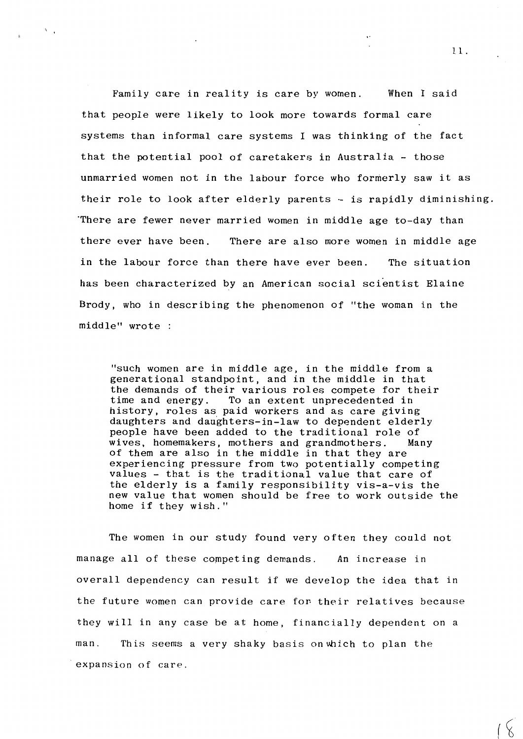Family care in reality is care by women. When I said that people were likely to look more towards formal care systems than informal care systems I was thinking of the fact that the potential pool of caretakers in Australia - those unmarried women not in the labour force who formerly saw it as their role to look after elderly parents - is rapidly diminishing. There are fewer never married women in middle age to-day than there ever have been. There are also more women in middle age in the labour force than there have ever been. The situation has been characterized by an American social scientist Elaine Brody, who in describing the phenomenon of "the woman in the middle" wrote :

> "such women are in middle age, in the middle from a generational standpoint, and in the middle in that the demands of their various roles compete for their time and energy. To an extent unprecedented in history, roles as paid workers and as care giving daughters and daughters-in-law to dependent elderly people have been added to the traditional role of wives, homemakers, mothers and grandmothers. Many of them are also in the middle in that they are experiencing pressure from two potentially competing values - that is the traditional value that care of the elderly is a family responsibility vis-a-vis the new value that women should be free to work outside the home if they wish."

The women in our study found very often they could not manage all of these competing demands. An increase in overall dependency can result if we develop the idea that in the future women can provide care for their relatives because they will in any case be at home, financially dependent on a man. This seems a very shaky basis on which to plan the expansion of care.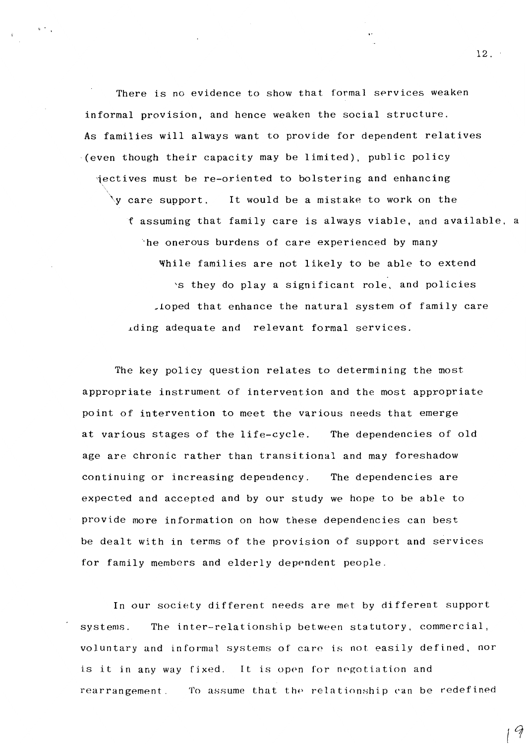There is no evidence to show that formal services weaken informal provision, and hence weaken the social structure. As families will always want to provide for dependent relatives (even though their capacity may be limited), public policy 'ectives must be re-oriented to bolstering and enhancing 'y care support. It would be a mistake to work on the 'f assuming that family care is always viable, and available, a 'he onerous burdens of care experienced by many While families are not likely to be able to extend 's they do play a significant role, and policies 'loped that enhance the natural system of family care 'ding adequate and relevant formal services.

The key policy question relates to determining the most appropriate instrument of intervention and the most appropriate point of intervention to meet the various needs that emerge at various stages of the life-cycle. The dependencies of old age are chronic rather than transitional and may foreshadow continuing or increasing dependency. The dependencies are expected and accepted and by our study we hope to be able to provide more information on how these dependencies can best be dealt with in terms of the provision of support and services for family members and elderly dependent people.

In our society different needs are met by different support systems. The inter-relationship between statutory, commercial, voluntary and informal systems of care is not easily defined, nor is it in any way fixed. It is open for negotiation and rearrangement. To assume that the relationship can be redefined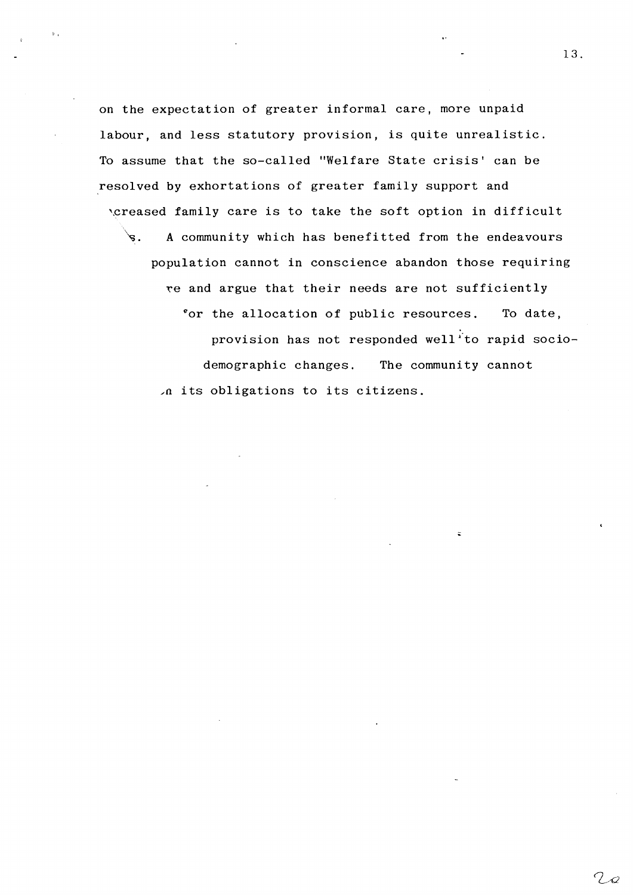on the expectation of greater informal care, more unpaid labour, and less statutory provision, is quite unrealistic. To assume that the so-called "Welfare State crisis' can be resolved by exhortations of greater family support and \creased family care is to take the soft option in difficult \s. A community which has benefitted from the endeavours population cannot in conscience abandon those requiring re and argue that their needs are not sufficiently for the allocation of public resources. To date, provision has not responded well to rapid socio-demographic changes. The community cannot n its obligations to its citizens.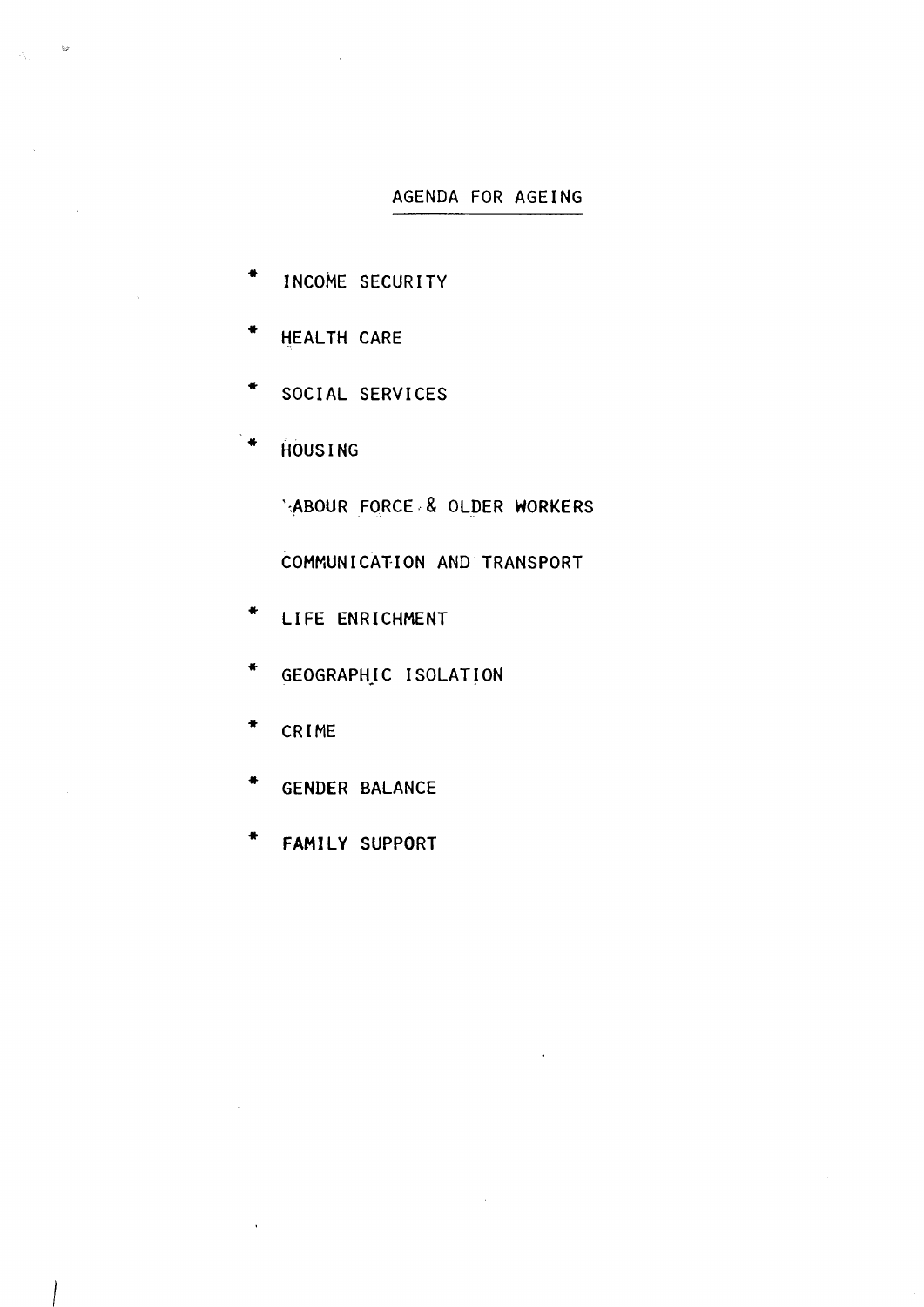# AGENDA FOR AGEING

* INCOME SECURITY
* HEALTH CARE
* SOCIAL SERVICES
* HOUSING

LABOUR FORCE & OLDER WORKERS

COMMUNICATION AND TRANSPORT

* LIFE ENRICHMENT
* GEOGRAPHIC ISOLATION
* CRIME
* GENDER BALANCE
* FAMILY SUPPORT